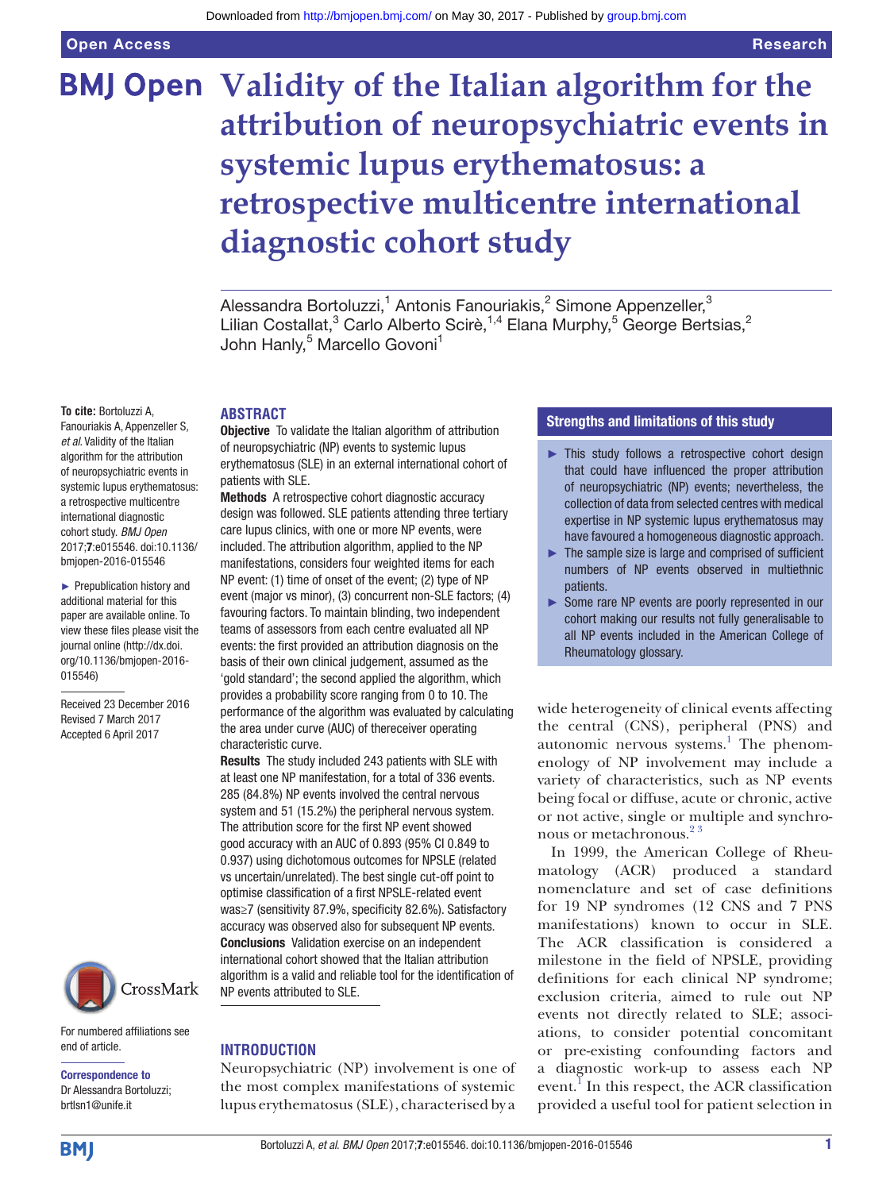# Validity of the Italian algorithm for the attribution of neuropsychiatric events in systemic lupus erythematosus: a retrospective multicentre international diagnostic cohort study

Alessandra Bortoluzzi,[1] Antonis Fanouriakis,[2] Simone Appenzeller,[3] Lilian Costallat,[3] Carlo Alberto Scirè,[1,4] Elana Murphy,[5] George Bertsias,[2] John Hanly,[5] Marcello Govoni[1]

**To cite:** Bortoluzzi A, Fanouriakis A, Appenzeller S, *et al*. Validity of the Italian algorithm for the attribution of neuropsychiatric events in systemic lupus erythematosus: a retrospective multicentre international diagnostic cohort study. *BMJ Open* 2017;7:e015546. doi:10.1136/bmjopen-2016-015546

► Prepublication history and additional material for this paper are available online. To view these files please visit the journal online (http://dx.doi.org/10.1136/bmjopen-2016-015546)

Received 23 December 2016
Revised 7 March 2017
Accepted 6 April 2017

For numbered affiliations see end of article.

**Correspondence to**
Dr Alessandra Bortoluzzi; brtlsn1@unife.it

## ABSTRACT

**Objective** To validate the Italian algorithm of attribution of neuropsychiatric (NP) events to systemic lupus erythematosus (SLE) in an external international cohort of patients with SLE.

**Methods** A retrospective cohort diagnostic accuracy design was followed. SLE patients attending three tertiary care lupus clinics, with one or more NP events, were included. The attribution algorithm, applied to the NP manifestations, considers four weighted items for each NP event: (1) time of onset of the event; (2) type of NP event (major vs minor), (3) concurrent non-SLE factors; (4) favouring factors. To maintain blinding, two independent teams of assessors from each centre evaluated all NP events: the first provided an attribution diagnosis on the basis of their own clinical judgement, assumed as the 'gold standard'; the second applied the algorithm, which provides a probability score ranging from 0 to 10. The performance of the algorithm was evaluated by calculating the area under curve (AUC) of thereceiver operating characteristic curve.

**Results** The study included 243 patients with SLE with at least one NP manifestation, for a total of 336 events. 285 (84.8%) NP events involved the central nervous system and 51 (15.2%) the peripheral nervous system. The attribution score for the first NP event showed good accuracy with an AUC of 0.893 (95% CI 0.849 to 0.937) using dichotomous outcomes for NPSLE (related vs uncertain/unrelated). The best single cut-off point to optimise classification of a first NPSLE-related event was≥7 (sensitivity 87.9%, specificity 82.6%). Satisfactory accuracy was observed also for subsequent NP events.

**Conclusions** Validation exercise on an independent international cohort showed that the Italian attribution algorithm is a valid and reliable tool for the identification of NP events attributed to SLE.

## Strengths and limitations of this study

- ► This study follows a retrospective cohort design that could have influenced the proper attribution of neuropsychiatric (NP) events; nevertheless, the collection of data from selected centres with medical expertise in NP systemic lupus erythematosus may have favoured a homogeneous diagnostic approach.
- ► The sample size is large and comprised of sufficient numbers of NP events observed in multiethnic patients.
- ► Some rare NP events are poorly represented in our cohort making our results not fully generalisable to all NP events included in the American College of Rheumatology glossary.

## INTRODUCTION

Neuropsychiatric (NP) involvement is one of the most complex manifestations of systemic lupus erythematosus (SLE), characterised by a wide heterogeneity of clinical events affecting the central (CNS), peripheral (PNS) and autonomic nervous systems.[1] The phenomenology of NP involvement may include a variety of characteristics, such as NP events being focal or diffuse, acute or chronic, active or not active, single or multiple and synchronous or metachronous.[2 3]

In 1999, the American College of Rheumatology (ACR) produced a standard nomenclature and set of case definitions for 19 NP syndromes (12 CNS and 7 PNS manifestations) known to occur in SLE. The ACR classification is considered a milestone in the field of NPSLE, providing definitions for each clinical NP syndrome; exclusion criteria, aimed to rule out NP events not directly related to SLE; associations, to consider potential concomitant or pre-existing confounding factors and a diagnostic work-up to assess each NP event.[1] In this respect, the ACR classification provided a useful tool for patient selection in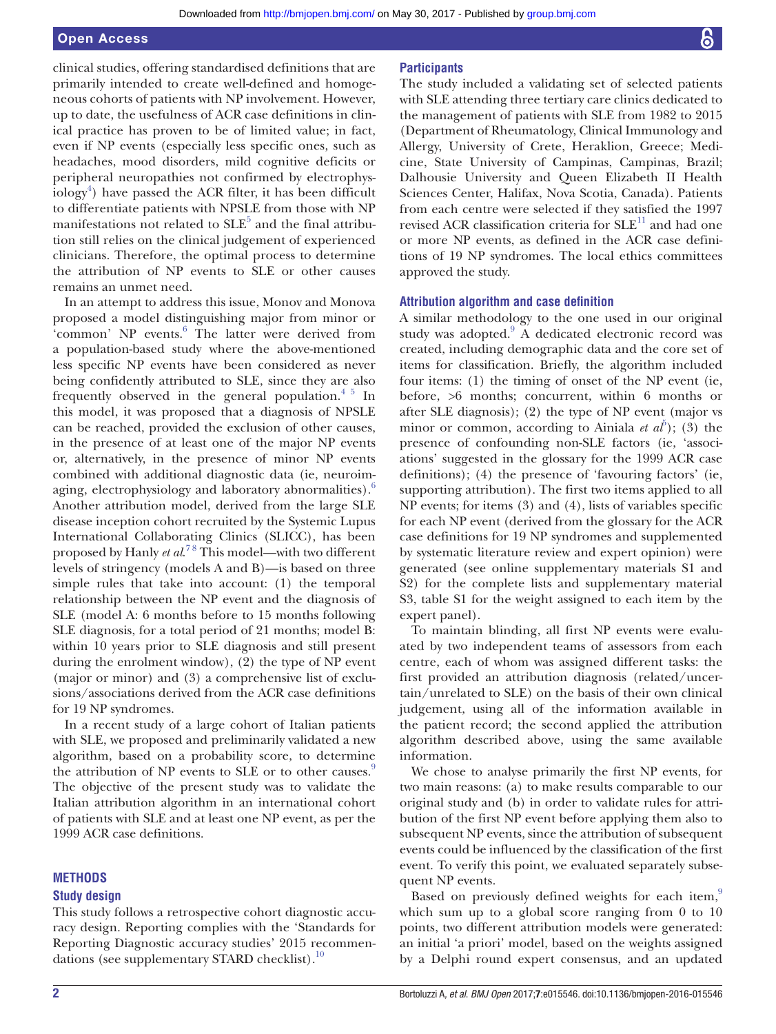clinical studies, offering standardised definitions that are primarily intended to create well-defined and homogeneous cohorts of patients with NP involvement. However, up to date, the usefulness of ACR case definitions in clinical practice has proven to be of limited value; in fact, even if NP events (especially less specific ones, such as headaches, mood disorders, mild cognitive deficits or peripheral neuropathies not confirmed by electrophysiology[4]) have passed the ACR filter, it has been difficult to differentiate patients with NPSLE from those with NP manifestations not related to SLE[5] and the final attribution still relies on the clinical judgement of experienced clinicians. Therefore, the optimal process to determine the attribution of NP events to SLE or other causes remains an unmet need.

In an attempt to address this issue, Monov and Monova proposed a model distinguishing major from minor or 'common' NP events.[6] The latter were derived from a population-based study where the above-mentioned less specific NP events have been considered as never being confidently attributed to SLE, since they are also frequently observed in the general population.[4 5] In this model, it was proposed that a diagnosis of NPSLE can be reached, provided the exclusion of other causes, in the presence of at least one of the major NP events or, alternatively, in the presence of minor NP events combined with additional diagnostic data (ie, neuroimaging, electrophysiology and laboratory abnormalities).[6] Another attribution model, derived from the large SLE disease inception cohort recruited by the Systemic Lupus International Collaborating Clinics (SLICC), has been proposed by Hanly *et al*.[7 8] This model—with two different levels of stringency (models A and B)—is based on three simple rules that take into account: (1) the temporal relationship between the NP event and the diagnosis of SLE (model A: 6 months before to 15 months following SLE diagnosis, for a total period of 21 months; model B: within 10 years prior to SLE diagnosis and still present during the enrolment window), (2) the type of NP event (major or minor) and (3) a comprehensive list of exclusions/associations derived from the ACR case definitions for 19 NP syndromes.

In a recent study of a large cohort of Italian patients with SLE, we proposed and preliminarily validated a new algorithm, based on a probability score, to determine the attribution of NP events to SLE or to other causes.[9] The objective of the present study was to validate the Italian attribution algorithm in an international cohort of patients with SLE and at least one NP event, as per the 1999 ACR case definitions.

## METHODS

### Study design

This study follows a retrospective cohort diagnostic accuracy design. Reporting complies with the 'Standards for Reporting Diagnostic accuracy studies' 2015 recommendations (see supplementary STARD checklist).[10]

### Participants

The study included a validating set of selected patients with SLE attending three tertiary care clinics dedicated to the management of patients with SLE from 1982 to 2015 (Department of Rheumatology, Clinical Immunology and Allergy, University of Crete, Heraklion, Greece; Medicine, State University of Campinas, Campinas, Brazil; Dalhousie University and Queen Elizabeth II Health Sciences Center, Halifax, Nova Scotia, Canada). Patients from each centre were selected if they satisfied the 1997 revised ACR classification criteria for SLE[11] and had one or more NP events, as defined in the ACR case definitions of 19 NP syndromes. The local ethics committees approved the study.

### Attribution algorithm and case definition

A similar methodology to the one used in our original study was adopted.[9] A dedicated electronic record was created, including demographic data and the core set of items for classification. Briefly, the algorithm included four items: (1) the timing of onset of the NP event (ie, before, >6 months; concurrent, within 6 months or after SLE diagnosis); (2) the type of NP event (major vs minor or common, according to Ainiala *et al*[5]); (3) the presence of confounding non-SLE factors (ie, 'associations' suggested in the glossary for the 1999 ACR case definitions); (4) the presence of 'favouring factors' (ie, supporting attribution). The first two items applied to all NP events; for items (3) and (4), lists of variables specific for each NP event (derived from the glossary for the ACR case definitions for 19 NP syndromes and supplemented by systematic literature review and expert opinion) were generated (see online supplementary materials S1 and S2) for the complete lists and supplementary material S3, table S1 for the weight assigned to each item by the expert panel).

To maintain blinding, all first NP events were evaluated by two independent teams of assessors from each centre, each of whom was assigned different tasks: the first provided an attribution diagnosis (related/uncertain/unrelated to SLE) on the basis of their own clinical judgement, using all of the information available in the patient record; the second applied the attribution algorithm described above, using the same available information.

We chose to analyse primarily the first NP events, for two main reasons: (a) to make results comparable to our original study and (b) in order to validate rules for attribution of the first NP event before applying them also to subsequent NP events, since the attribution of subsequent events could be influenced by the classification of the first event. To verify this point, we evaluated separately subsequent NP events.

Based on previously defined weights for each item,[9] which sum up to a global score ranging from 0 to 10 points, two different attribution models were generated: an initial 'a priori' model, based on the weights assigned by a Delphi round expert consensus, and an updated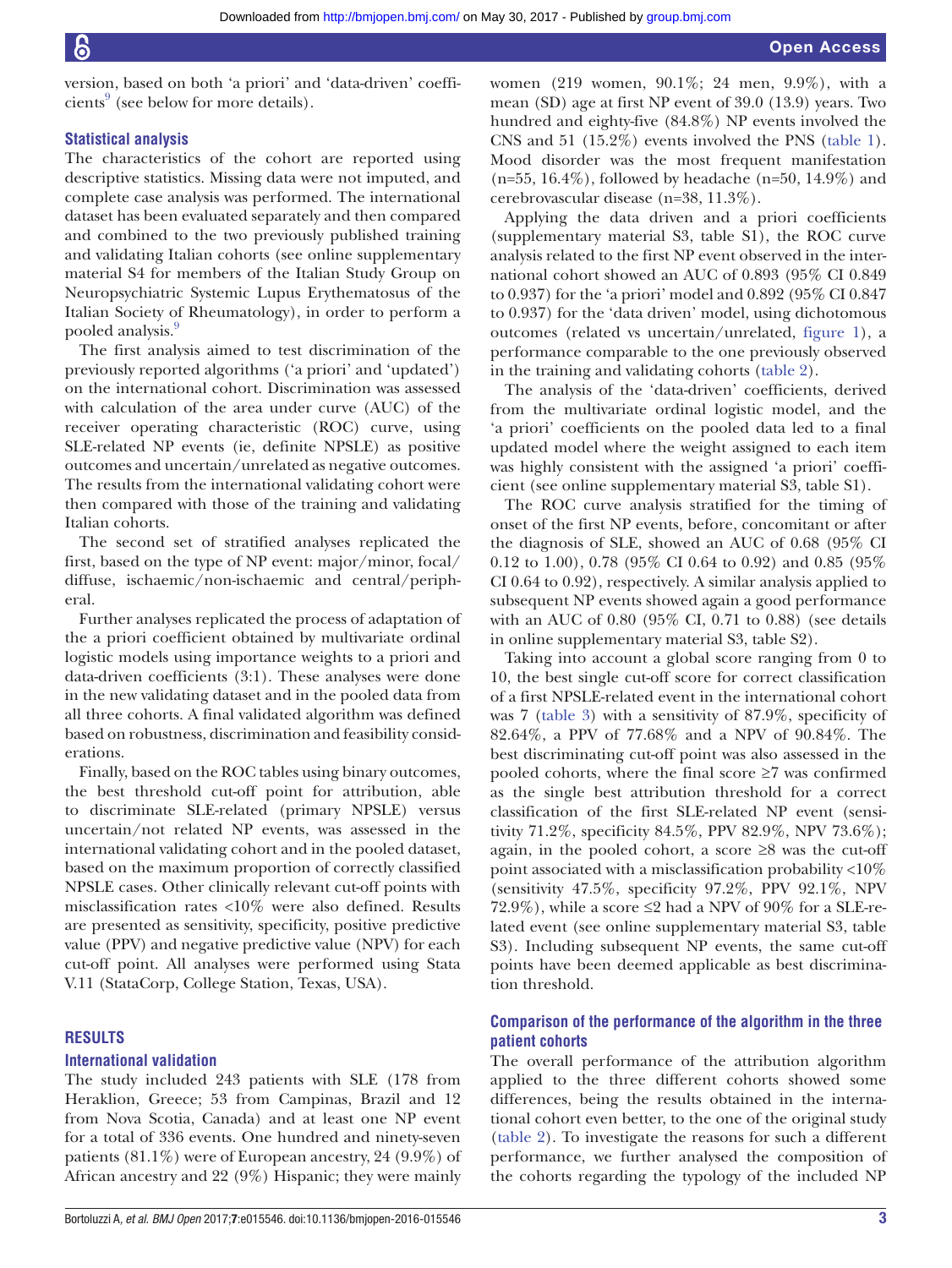version, based on both 'a priori' and 'data-driven' coefficients[9] (see below for more details).

### Statistical analysis

The characteristics of the cohort are reported using descriptive statistics. Missing data were not imputed, and complete case analysis was performed. The international dataset has been evaluated separately and then compared and combined to the two previously published training and validating Italian cohorts (see online supplementary material S4 for members of the Italian Study Group on Neuropsychiatric Systemic Lupus Erythematosus of the Italian Society of Rheumatology), in order to perform a pooled analysis.[9]

The first analysis aimed to test discrimination of the previously reported algorithms ('a priori' and 'updated') on the international cohort. Discrimination was assessed with calculation of the area under curve (AUC) of the receiver operating characteristic (ROC) curve, using SLE-related NP events (ie, definite NPSLE) as positive outcomes and uncertain/unrelated as negative outcomes. The results from the international validating cohort were then compared with those of the training and validating Italian cohorts.

The second set of stratified analyses replicated the first, based on the type of NP event: major/minor, focal/diffuse, ischaemic/non-ischaemic and central/peripheral.

Further analyses replicated the process of adaptation of the a priori coefficient obtained by multivariate ordinal logistic models using importance weights to a priori and data-driven coefficients (3:1). These analyses were done in the new validating dataset and in the pooled data from all three cohorts. A final validated algorithm was defined based on robustness, discrimination and feasibility considerations.

Finally, based on the ROC tables using binary outcomes, the best threshold cut-off point for attribution, able to discriminate SLE-related (primary NPSLE) versus uncertain/not related NP events, was assessed in the international validating cohort and in the pooled dataset, based on the maximum proportion of correctly classified NPSLE cases. Other clinically relevant cut-off points with misclassification rates <10% were also defined. Results are presented as sensitivity, specificity, positive predictive value (PPV) and negative predictive value (NPV) for each cut-off point. All analyses were performed using Stata V.11 (StataCorp, College Station, Texas, USA).

## RESULTS

### International validation

The study included 243 patients with SLE (178 from Heraklion, Greece; 53 from Campinas, Brazil and 12 from Nova Scotia, Canada) with at least one NP event for a total of 336 events. One hundred and ninety-seven patients (81.1%) were of European ancestry, 24 (9.9%) of African ancestry and 22 (9%) Hispanic; they were mainly women (219 women, 90.1%; 24 men, 9.9%), with a mean (SD) age at first NP event of 39.0 (13.9) years. Two hundred and eighty-five (84.8%) NP events involved the CNS and 51 (15.2%) events involved the PNS (table 1). Mood disorder was the most frequent manifestation (n=55, 16.4%), followed by headache (n=50, 14.9%) and cerebrovascular disease (n=38, 11.3%).

Applying the data driven and a priori coefficients (supplementary material S3, table S1), the ROC curve analysis related to the first NP event observed in the international cohort showed an AUC of 0.893 (95% CI 0.849 to 0.937) for the 'a priori' model and 0.892 (95% CI 0.847 to 0.937) for the 'data driven' model, using dichotomous outcomes (related vs uncertain/unrelated, figure 1), a performance comparable to the one previously observed in the training and validating cohorts (table 2).

The analysis of the 'data-driven' coefficients, derived from the multivariate ordinal logistic model, and the 'a priori' coefficients on the pooled data led to a final updated model where the weight assigned to each item was highly consistent with the assigned 'a priori' coefficient (see online supplementary material S3, table S1).

The ROC curve analysis stratified for the timing of onset of the first NP events, before, concomitant or after the diagnosis of SLE, showed an AUC of 0.68 (95% CI 0.12 to 1.00), 0.78 (95% CI 0.64 to 0.92) and 0.85 (95% CI 0.64 to 0.92), respectively. A similar analysis applied to subsequent NP events showed again a good performance with an AUC of 0.80 (95% CI, 0.71 to 0.88) (see details in online supplementary material S3, table S2).

Taking into account a global score ranging from 0 to 10, the best single cut-off score for correct classification of a first NPSLE-related event in the international cohort was 7 (table 3) with a sensitivity of 87.9%, specificity of 82.64%, a PPV of 77.68% and a NPV of 90.84%. The best discriminating cut-off point was also assessed in the pooled cohorts, where the final score ≥7 was confirmed as the single best attribution threshold for a correct classification of the first SLE-related NP event (sensitivity 71.2%, specificity 84.5%, PPV 82.9%, NPV 73.6%); again, in the pooled cohort, a score ≥8 was the cut-off point associated with a misclassification probability <10% (sensitivity 47.5%, specificity 97.2%, PPV 92.1%, NPV 72.9%), while a score ≤2 had a NPV of 90% for a SLE-related event (see online supplementary material S3, table S3). Including subsequent NP events, the same cut-off points have been deemed applicable as best discrimination threshold.

### Comparison of the performance of the algorithm in the three patient cohorts

The overall performance of the attribution algorithm applied to the three different cohorts showed some differences, being the results obtained in the international cohort even better, to the one of the original study (table 2). To investigate the reasons for such a different performance, we further analysed the composition of the cohorts regarding the typology of the included NP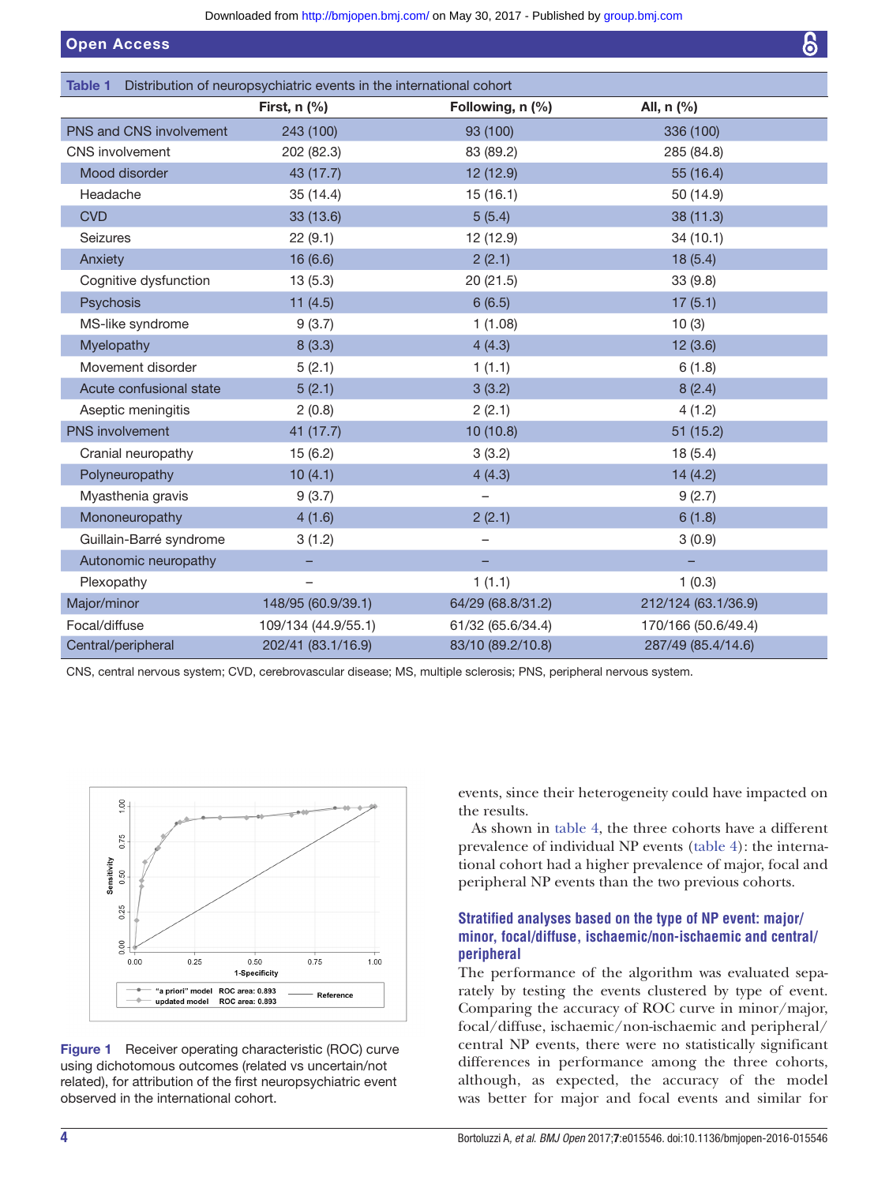**Table 1** Distribution of neuropsychiatric events in the international cohort

| | First, n (%) | Following, n (%) | All, n (%) |
|---|---|---|---|
| PNS and CNS involvement | 243 (100) | 93 (100) | 336 (100) |
| CNS involvement | 202 (82.3) | 83 (89.2) | 285 (84.8) |
| Mood disorder | 43 (17.7) | 12 (12.9) | 55 (16.4) |
| Headache | 35 (14.4) | 15 (16.1) | 50 (14.9) |
| CVD | 33 (13.6) | 5 (5.4) | 38 (11.3) |
| Seizures | 22 (9.1) | 12 (12.9) | 34 (10.1) |
| Anxiety | 16 (6.6) | 2 (2.1) | 18 (5.4) |
| Cognitive dysfunction | 13 (5.3) | 20 (21.5) | 33 (9.8) |
| Psychosis | 11 (4.5) | 6 (6.5) | 17 (5.1) |
| MS-like syndrome | 9 (3.7) | 1 (1.08) | 10 (3) |
| Myelopathy | 8 (3.3) | 4 (4.3) | 12 (3.6) |
| Movement disorder | 5 (2.1) | 1 (1.1) | 6 (1.8) |
| Acute confusional state | 5 (2.1) | 3 (3.2) | 8 (2.4) |
| Aseptic meningitis | 2 (0.8) | 2 (2.1) | 4 (1.2) |
| PNS involvement | 41 (17.7) | 10 (10.8) | 51 (15.2) |
| Cranial neuropathy | 15 (6.2) | 3 (3.2) | 18 (5.4) |
| Polyneuropathy | 10 (4.1) | 4 (4.3) | 14 (4.2) |
| Myasthenia gravis | 9 (3.7) | – | 9 (2.7) |
| Mononeuropathy | 4 (1.6) | 2 (2.1) | 6 (1.8) |
| Guillain-Barré syndrome | 3 (1.2) | – | 3 (0.9) |
| Autonomic neuropathy | – | – | – |
| Plexopathy | – | 1 (1.1) | 1 (0.3) |
| Major/minor | 148/95 (60.9/39.1) | 64/29 (68.8/31.2) | 212/124 (63.1/36.9) |
| Focal/diffuse | 109/134 (44.9/55.1) | 61/32 (65.6/34.4) | 170/166 (50.6/49.4) |
| Central/peripheral | 202/41 (83.1/16.9) | 83/10 (89.2/10.8) | 287/49 (85.4/14.6) |

CNS, central nervous system; CVD, cerebrovascular disease; MS, multiple sclerosis; PNS, peripheral nervous system.

**Figure 1** Receiver operating characteristic (ROC) curve using dichotomous outcomes (related vs uncertain/not related), for attribution of the first neuropsychiatric event observed in the international cohort.

events, since their heterogeneity could have impacted on the results.

As shown in table 4, the three cohorts have a different prevalence of individual NP events (table 4): the international cohort had a higher prevalence of major, focal and peripheral NP events than the two previous cohorts.

### Stratified analyses based on the type of NP event: major/minor, focal/diffuse, ischaemic/non-ischaemic and central/peripheral

The performance of the algorithm was evaluated separately by testing the events clustered by type of event. Comparing the accuracy of ROC curve in minor/major, focal/diffuse, ischaemic/non-ischaemic and peripheral/central NP events, there were no statistically significant differences in performance among the three cohorts, although, as expected, the accuracy of the model was better for major and focal events and similar for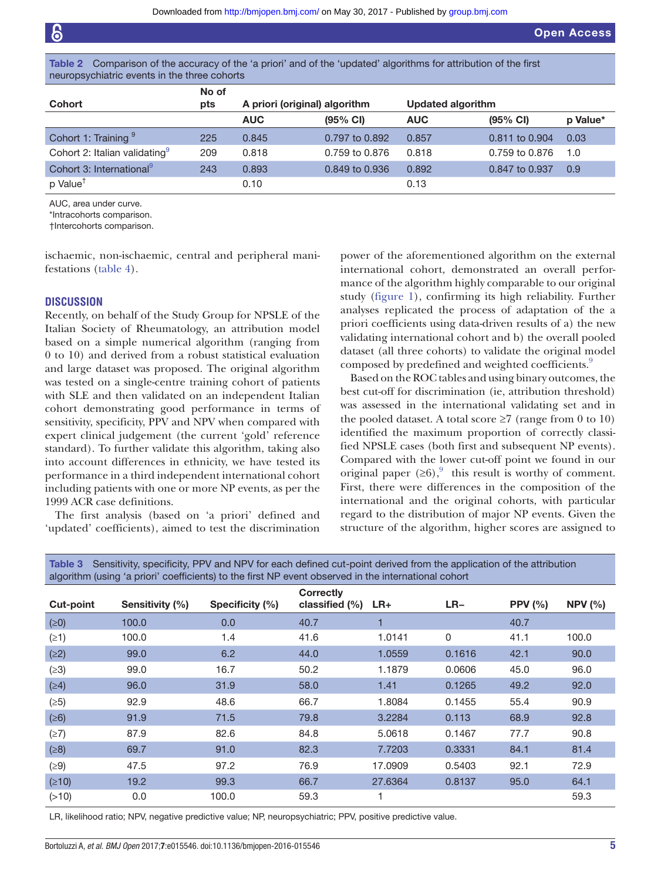**Table 2** Comparison of the accuracy of the 'a priori' and of the 'updated' algorithms for attribution of the first neuropsychiatric events in the three cohorts

| Cohort | No of pts | A priori (original) algorithm | | Updated algorithm | | |
|---|---|---|---|---|---|---|
| | | AUC | (95% CI) | AUC | (95% CI) | p Value* |
| Cohort 1: Training [9] | 225 | 0.845 | 0.797 to 0.892 | 0.857 | 0.811 to 0.904 | 0.03 |
| Cohort 2: Italian validating[9] | 209 | 0.818 | 0.759 to 0.876 | 0.818 | 0.759 to 0.876 | 1.0 |
| Cohort 3: International[9] | 243 | 0.893 | 0.849 to 0.936 | 0.892 | 0.847 to 0.937 | 0.9 |
| p Value† | | 0.10 | | 0.13 | | |

AUC, area under curve.
*Intracohorts comparison.
†Intercohorts comparison.

ischaemic, non-ischaemic, central and peripheral manifestations (table 4).

## DISCUSSION

Recently, on behalf of the Study Group for NPSLE of the Italian Society of Rheumatology, an attribution model based on a simple numerical algorithm (ranging from 0 to 10) and derived from a robust statistical evaluation and large dataset was proposed. The original algorithm was tested on a single-centre training cohort of patients with SLE and then validated on an independent Italian cohort demonstrating good performance in terms of sensitivity, specificity, PPV and NPV when compared with expert clinical judgement (the current 'gold' reference standard). To further validate this algorithm, taking also into account differences in ethnicity, we have tested its performance in a third independent international cohort including patients with one or more NP events, as per the 1999 ACR case definitions.

The first analysis (based on 'a priori' defined and 'updated' coefficients), aimed to test the discrimination power of the aforementioned algorithm on the external international cohort, demonstrated an overall performance of the algorithm highly comparable to our original study (figure 1), confirming its high reliability. Further analyses replicated the process of adaptation of the a priori coefficients using data-driven results of a) the new validating international cohort and b) the overall pooled dataset (all three cohorts) to validate the original model composed by predefined and weighted coefficients.[9]

Based on the ROC tables and using binary outcomes, the best cut-off for discrimination (ie, attribution threshold) was assessed in the international validating set and in the pooled dataset. A total score ≥7 (range from 0 to 10) identified the maximum proportion of correctly classified NPSLE cases (both first and subsequent NP events). Compared with the lower cut-off point we found in our original paper (≥6),[9] this result is worthy of comment. First, there were differences in the composition of the international and the original cohorts, with particular regard to the distribution of major NP events. Given the structure of the algorithm, higher scores are assigned to

**Table 3** Sensitivity, specificity, PPV and NPV for each defined cut-point derived from the application of the attribution algorithm (using 'a priori' coefficients) to the first NP event observed in the international cohort

| Cut-point | Sensitivity (%) | Specificity (%) | Correctly classified (%) | LR+ | LR− | PPV (%) | NPV (%) |
|---|---|---|---|---|---|---|---|
| (≥0) | 100.0 | 0.0 | 40.7 | 1 | | 40.7 | |
| (≥1) | 100.0 | 1.4 | 41.6 | 1.0141 | 0 | 41.1 | 100.0 |
| (≥2) | 99.0 | 6.2 | 44.0 | 1.0559 | 0.1616 | 42.1 | 90.0 |
| (≥3) | 99.0 | 16.7 | 50.2 | 1.1879 | 0.0606 | 45.0 | 96.0 |
| (≥4) | 96.0 | 31.9 | 58.0 | 1.41 | 0.1265 | 49.2 | 92.0 |
| (≥5) | 92.9 | 48.6 | 66.7 | 1.8084 | 0.1455 | 55.4 | 90.9 |
| (≥6) | 91.9 | 71.5 | 79.8 | 3.2284 | 0.113 | 68.9 | 92.8 |
| (≥7) | 87.9 | 82.6 | 84.8 | 5.0618 | 0.1467 | 77.7 | 90.8 |
| (≥8) | 69.7 | 91.0 | 82.3 | 7.7203 | 0.3331 | 84.1 | 81.4 |
| (≥9) | 47.5 | 97.2 | 76.9 | 17.0909 | 0.5403 | 92.1 | 72.9 |
| (≥10) | 19.2 | 99.3 | 66.7 | 27.6364 | 0.8137 | 95.0 | 64.1 |
| (>10) | 0.0 | 100.0 | 59.3 | 1 | | | 59.3 |

LR, likelihood ratio; NPV, negative predictive value; NP, neuropsychiatric; PPV, positive predictive value.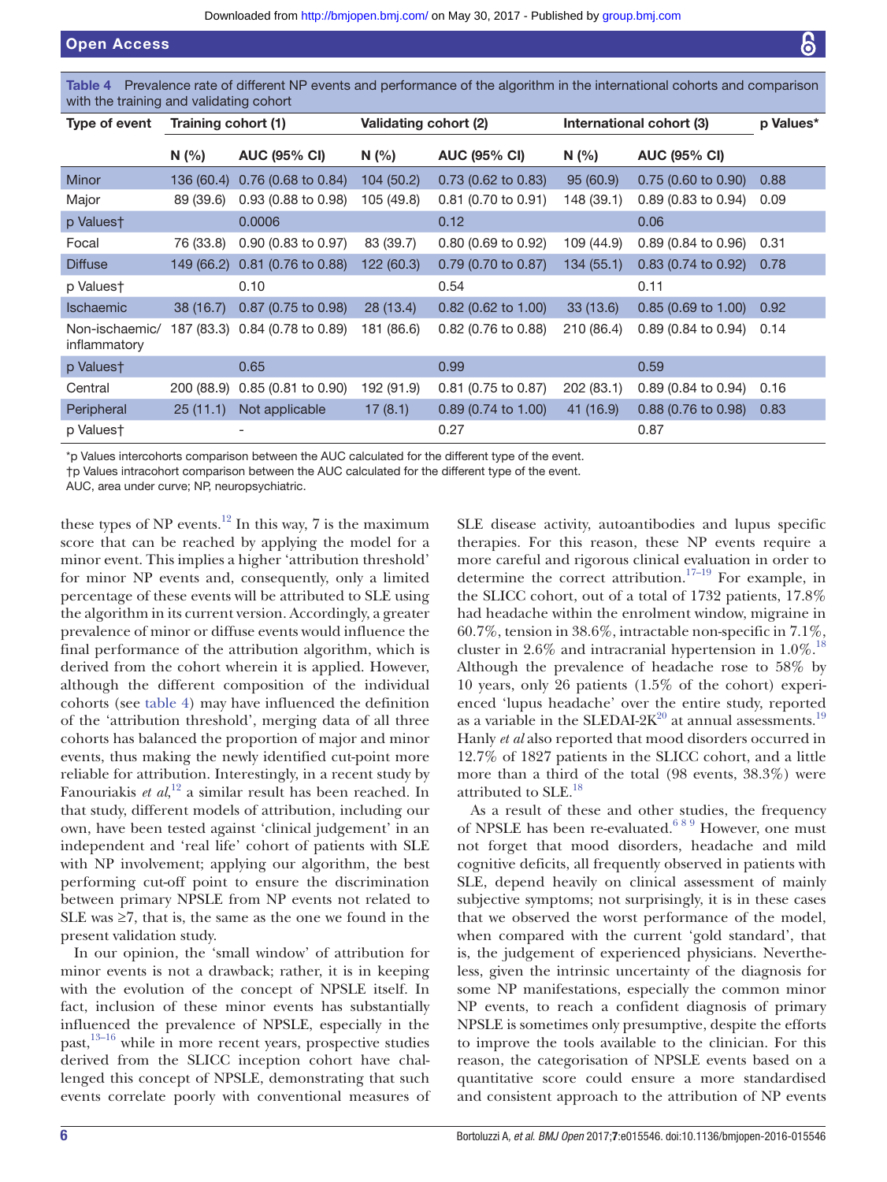**Table 4** Prevalence rate of different NP events and performance of the algorithm in the international cohorts and comparison with the training and validating cohort

| Type of event | Training cohort (1) | | Validating cohort (2) | | International cohort (3) | | p Values* |
|---|---|---|---|---|---|---|---|
| | N (%) | AUC (95% CI) | N (%) | AUC (95% CI) | N (%) | AUC (95% CI) | |
| Minor | 136 (60.4) | 0.76 (0.68 to 0.84) | 104 (50.2) | 0.73 (0.62 to 0.83) | 95 (60.9) | 0.75 (0.60 to 0.90) | 0.88 |
| Major | 89 (39.6) | 0.93 (0.88 to 0.98) | 105 (49.8) | 0.81 (0.70 to 0.91) | 148 (39.1) | 0.89 (0.83 to 0.94) | 0.09 |
| p Values† | | 0.0006 | | 0.12 | | 0.06 | |
| Focal | 76 (33.8) | 0.90 (0.83 to 0.97) | 83 (39.7) | 0.80 (0.69 to 0.92) | 109 (44.9) | 0.89 (0.84 to 0.96) | 0.31 |
| Diffuse | 149 (66.2) | 0.81 (0.76 to 0.88) | 122 (60.3) | 0.79 (0.70 to 0.87) | 134 (55.1) | 0.83 (0.74 to 0.92) | 0.78 |
| p Values† | | 0.10 | | 0.54 | | 0.11 | |
| Ischaemic | 38 (16.7) | 0.87 (0.75 to 0.98) | 28 (13.4) | 0.82 (0.62 to 1.00) | 33 (13.6) | 0.85 (0.69 to 1.00) | 0.92 |
| Non-ischaemic/ inflammatory | 187 (83.3) | 0.84 (0.78 to 0.89) | 181 (86.6) | 0.82 (0.76 to 0.88) | 210 (86.4) | 0.89 (0.84 to 0.94) | 0.14 |
| p Values† | | 0.65 | | 0.99 | | 0.59 | |
| Central | 200 (88.9) | 0.85 (0.81 to 0.90) | 192 (91.9) | 0.81 (0.75 to 0.87) | 202 (83.1) | 0.89 (0.84 to 0.94) | 0.16 |
| Peripheral | 25 (11.1) | Not applicable | 17 (8.1) | 0.89 (0.74 to 1.00) | 41 (16.9) | 0.88 (0.76 to 0.98) | 0.83 |
| p Values† | | - | | 0.27 | | 0.87 | |

*p Values intercohorts comparison between the AUC calculated for the different type of the event.
†p Values intracohort comparison between the AUC calculated for the different type of the event.
AUC, area under curve; NP, neuropsychiatric.

these types of NP events.[12] In this way, 7 is the maximum score that can be reached by applying the model for a minor event. This implies a higher 'attribution threshold' for minor NP events and, consequently, only a limited percentage of these events will be attributed to SLE using the algorithm in its current version. Accordingly, a greater prevalence of minor or diffuse events would influence the final performance of the attribution algorithm, which is derived from the cohort wherein it is applied. However, although the different composition of the individual cohorts (see table 4) may have influenced the definition of the 'attribution threshold', merging data of all three cohorts has balanced the proportion of major and minor events, thus making the newly identified cut-point more reliable for attribution. Interestingly, in a recent study by Fanouriakis *et al*,[12] a similar result has been reached. In that study, different models of attribution, including our own, have been tested against 'clinical judgement' in an independent and 'real life' cohort of patients with SLE with NP involvement; applying our algorithm, the best performing cut-off point to ensure the discrimination between primary NPSLE from NP events not related to SLE was ≥7, that is, the same as the one we found in the present validation study.

In our opinion, the 'small window' of attribution for minor events is not a drawback; rather, it is in keeping with the evolution of the concept of NPSLE itself. In fact, inclusion of these minor events has substantially influenced the prevalence of NPSLE, especially in the past,[13–16] while in more recent years, prospective studies derived from the SLICC inception cohort have challenged this concept of NPSLE, demonstrating that such events correlate poorly with conventional measures of SLE disease activity, autoantibodies and lupus specific therapies. For this reason, these NP events require a more careful and rigorous clinical evaluation in order to determine the correct attribution.[17–19] For example, in the SLICC cohort, out of a total of 1732 patients, 17.8% had headache within the enrolment window, migraine in 60.7%, tension in 38.6%, intractable non-specific in 7.1%, cluster in 2.6% and intracranial hypertension in 1.0%.[18] Although the prevalence of headache rose to 58% by 10 years, only 26 patients (1.5% of the cohort) experienced 'lupus headache' over the entire study, reported as a variable in the SLEDAI-2K[20] at annual assessments.[19] Hanly *et al* also reported that mood disorders occurred in 12.7% of 1827 patients in the SLICC cohort, and a little more than a third of the total (98 events, 38.3%) were attributed to SLE.[18]

As a result of these and other studies, the frequency of NPSLE has been re-evaluated.[6 8 9] However, one must not forget that mood disorders, headache and mild cognitive deficits, all frequently observed in patients with SLE, depend heavily on clinical assessment of mainly subjective symptoms; not surprisingly, it is in these cases that we observed the worst performance of the model, when compared with the current 'gold standard', that is, the judgement of experienced physicians. Nevertheless, given the intrinsic uncertainty of the diagnosis for some NP manifestations, especially the common minor NP events, to reach a confident diagnosis of primary NPSLE is sometimes only presumptive, despite the efforts to improve the tools available to the clinician. For this reason, the categorisation of NPSLE events based on a quantitative score could ensure a more standardised and consistent approach to the attribution of NP events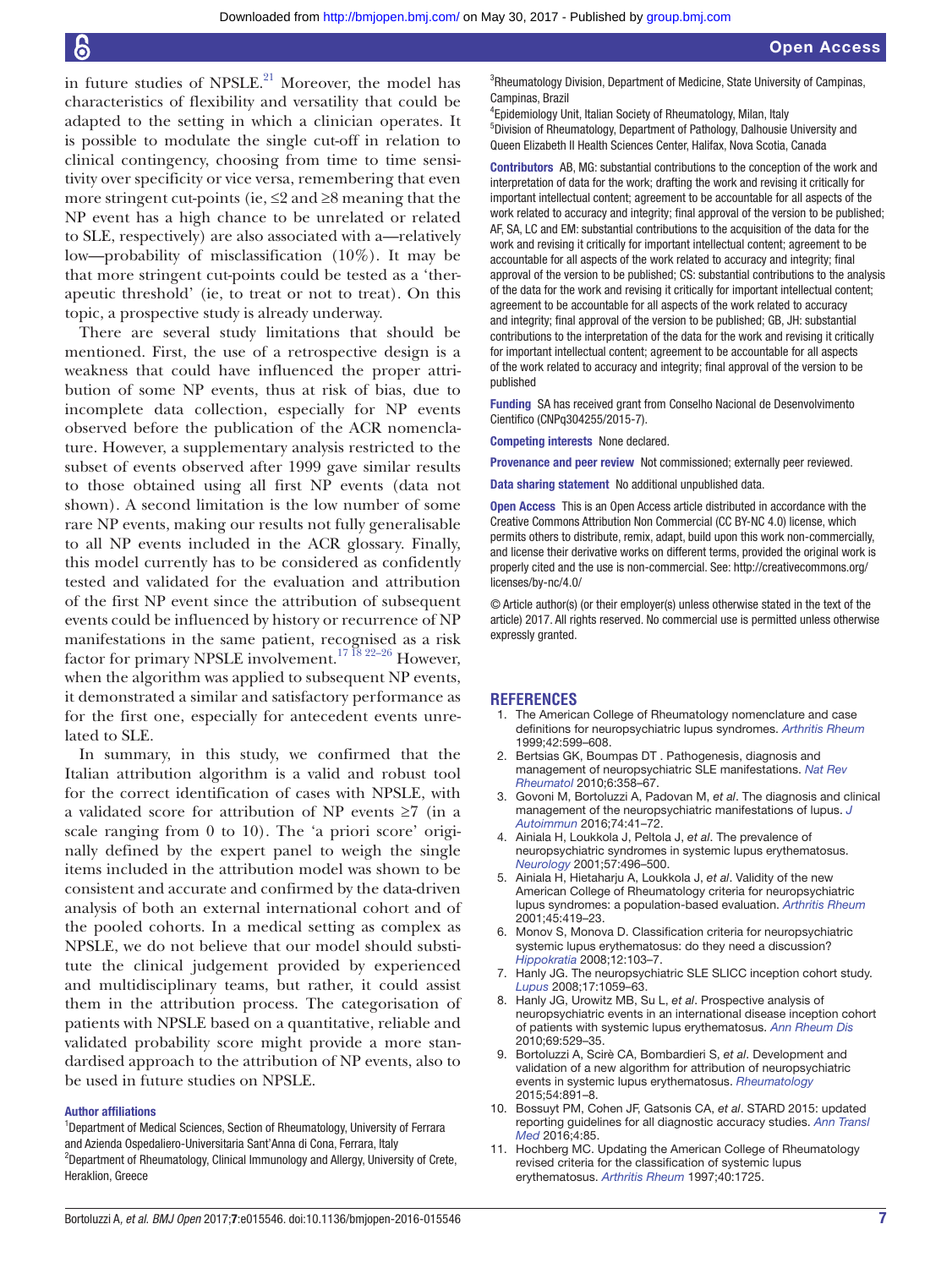in future studies of NPSLE.[21] Moreover, the model has characteristics of flexibility and versatility that could be adapted to the setting in which a clinician operates. It is possible to modulate the single cut-off in relation to clinical contingency, choosing from time to time sensitivity over specificity or vice versa, remembering that even more stringent cut-points (ie, ≤2 and ≥8 meaning that the NP event has a high chance to be unrelated or related to SLE, respectively) are also associated with a—relatively low—probability of misclassification (10%). It may be that more stringent cut-points could be tested as a 'therapeutic threshold' (ie, to treat or not to treat). On this topic, a prospective study is already underway.

There are several study limitations that should be mentioned. First, the use of a retrospective design is a weakness that could have influenced the proper attribution of some NP events, thus at risk of bias, due to incomplete data collection, especially for NP events observed before the publication of the ACR nomenclature. However, a supplementary analysis restricted to the subset of events observed after 1999 gave similar results to those obtained using all first NP events (data not shown). A second limitation is the low number of some rare NP events, making our results not fully generalisable to all NP events included in the ACR glossary. Finally, this model currently has to be considered as confidently tested and validated for the evaluation and attribution of the first NP event since the attribution of subsequent events could be influenced by history or recurrence of NP manifestations in the same patient, recognised as a risk factor for primary NPSLE involvement.[17 18 22–26] However, when the algorithm was applied to subsequent NP events, it demonstrated a similar and satisfactory performance as for the first one, especially for antecedent events unrelated to SLE.

In summary, in this study, we confirmed that the Italian attribution algorithm is a valid and robust tool for the correct identification of cases with NPSLE, with a validated score for attribution of NP events ≥7 (in a scale ranging from 0 to 10). The 'a priori score' originally defined by the expert panel to weigh the single items included in the attribution model was shown to be consistent and accurate and confirmed by the data-driven analysis of both an external international cohort and of the pooled cohorts. In a medical setting as complex as NPSLE, we do not believe that our model should substitute the clinical judgement provided by experienced and multidisciplinary teams, but rather, it could assist them in the attribution process. The categorisation of patients with NPSLE based on a quantitative, reliable and validated probability score might provide a more standardised approach to the attribution of NP events, also to be used in future studies on NPSLE.

**Author affiliations**

[1]Department of Medical Sciences, Section of Rheumatology, University of Ferrara and Azienda Ospedaliero-Universitaria Sant'Anna di Cona, Ferrara, Italy
[2]Department of Rheumatology, Clinical Immunology and Allergy, University of Crete, Heraklion, Greece
[3]Rheumatology Division, Department of Medicine, State University of Campinas, Campinas, Brazil
[4]Epidemiology Unit, Italian Society of Rheumatology, Milan, Italy
[5]Division of Rheumatology, Department of Pathology, Dalhousie University and Queen Elizabeth II Health Sciences Center, Halifax, Nova Scotia, Canada

**Contributors** AB, MG: substantial contributions to the conception of the work and interpretation of data for the work; drafting the work and revising it critically for important intellectual content; agreement to be accountable for all aspects of the work related to accuracy and integrity; final approval of the version to be published; AF, SA, LC and EM: substantial contributions to the acquisition of the data for the work and revising it critically for important intellectual content; agreement to be accountable for all aspects of the work related to accuracy and integrity; final approval of the version to be published; CS: substantial contributions to the analysis of the data for the work and revising it critically for important intellectual content; agreement to be accountable for all aspects of the work related to accuracy and integrity; final approval of the version to be published; GB, JH: substantial contributions to the interpretation of the data for the work and revising it critically for important intellectual content; agreement to be accountable for all aspects of the work related to accuracy and integrity; final approval of the version to be published

**Funding** SA has received grant from Conselho Nacional de Desenvolvimento Cientifico (CNPq304255/2015-7).

**Competing interests** None declared.

**Provenance and peer review** Not commissioned; externally peer reviewed.

**Data sharing statement** No additional unpublished data.

**Open Access** This is an Open Access article distributed in accordance with the Creative Commons Attribution Non Commercial (CC BY-NC 4.0) license, which permits others to distribute, remix, adapt, build upon this work non-commercially, and license their derivative works on different terms, provided the original work is properly cited and the use is non-commercial. See: http://creativecommons.org/licenses/by-nc/4.0/

© Article author(s) (or their employer(s) unless otherwise stated in the text of the article) 2017. All rights reserved. No commercial use is permitted unless otherwise expressly granted.

## REFERENCES

1. The American College of Rheumatology nomenclature and case definitions for neuropsychiatric lupus syndromes. *Arthritis Rheum* 1999;42:599–608.
2. Bertsias GK, Boumpas DT . Pathogenesis, diagnosis and management of neuropsychiatric SLE manifestations. *Nat Rev Rheumatol* 2010;6:358–67.
3. Govoni M, Bortoluzzi A, Padovan M, *et al*. The diagnosis and clinical management of the neuropsychiatric manifestations of lupus. *J Autoimmun* 2016;74:41–72.
4. Ainiala H, Loukkola J, Peltola J, *et al*. The prevalence of neuropsychiatric syndromes in systemic lupus erythematosus. *Neurology* 2001;57:496–500.
5. Ainiala H, Hietaharju A, Loukkola J, *et al*. Validity of the new American College of Rheumatology criteria for neuropsychiatric lupus syndromes: a population-based evaluation. *Arthritis Rheum* 2001;45:419–23.
6. Monov S, Monova D. Classification criteria for neuropsychiatric systemic lupus erythematosus: do they need a discussion? *Hippokratia* 2008;12:103–7.
7. Hanly JG. The neuropsychiatric SLE SLICC inception cohort study. *Lupus* 2008;17:1059–63.
8. Hanly JG, Urowitz MB, Su L, *et al*. Prospective analysis of neuropsychiatric events in an international disease inception cohort of patients with systemic lupus erythematosus. *Ann Rheum Dis* 2010;69:529–35.
9. Bortoluzzi A, Scirè CA, Bombardieri S, *et al*. Development and validation of a new algorithm for attribution of neuropsychiatric events in systemic lupus erythematosus. *Rheumatology* 2015;54:891–8.
10. Bossuyt PM, Cohen JF, Gatsonis CA, *et al*. STARD 2015: updated reporting guidelines for all diagnostic accuracy studies. *Ann Transl Med* 2016;4:85.
11. Hochberg MC. Updating the American College of Rheumatology revised criteria for the classification of systemic lupus erythematosus. *Arthritis Rheum* 1997;40:1725.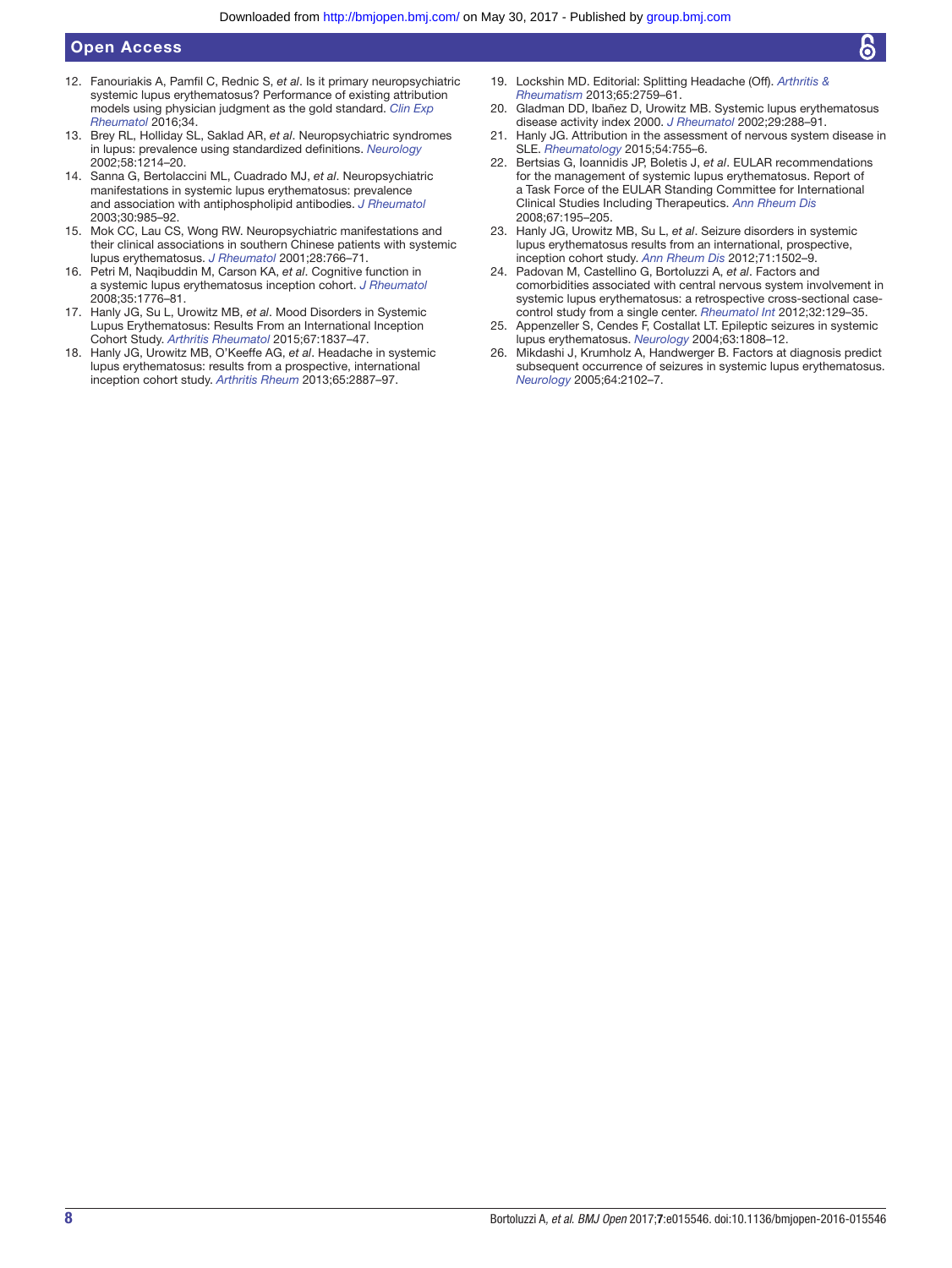12. Fanouriakis A, Pamfil C, Rednic S, *et al*. Is it primary neuropsychiatric systemic lupus erythematosus? Performance of existing attribution models using physician judgment as the gold standard. *Clin Exp Rheumatol* 2016;34.
13. Brey RL, Holliday SL, Saklad AR, *et al*. Neuropsychiatric syndromes in lupus: prevalence using standardized definitions. *Neurology* 2002;58:1214–20.
14. Sanna G, Bertolaccini ML, Cuadrado MJ, *et al*. Neuropsychiatric manifestations in systemic lupus erythematosus: prevalence and association with antiphospholipid antibodies. *J Rheumatol* 2003;30:985–92.
15. Mok CC, Lau CS, Wong RW. Neuropsychiatric manifestations and their clinical associations in southern Chinese patients with systemic lupus erythematosus. *J Rheumatol* 2001;28:766–71.
16. Petri M, Naqibuddin M, Carson KA, *et al*. Cognitive function in a systemic lupus erythematosus inception cohort. *J Rheumatol* 2008;35:1776–81.
17. Hanly JG, Su L, Urowitz MB, *et al*. Mood Disorders in Systemic Lupus Erythematosus: Results From an International Inception Cohort Study. *Arthritis Rheumatol* 2015;67:1837–47.
18. Hanly JG, Urowitz MB, O'Keeffe AG, *et al*. Headache in systemic lupus erythematosus: results from a prospective, international inception cohort study. *Arthritis Rheum* 2013;65:2887–97.
19. Lockshin MD. Editorial: Splitting Headache (Off). *Arthritis & Rheumatism* 2013;65:2759–61.
20. Gladman DD, Ibañez D, Urowitz MB. Systemic lupus erythematosus disease activity index 2000. *J Rheumatol* 2002;29:288–91.
21. Hanly JG. Attribution in the assessment of nervous system disease in SLE. *Rheumatology* 2015;54:755–6.
22. Bertsias G, Ioannidis JP, Boletis J, *et al*. EULAR recommendations for the management of systemic lupus erythematosus. Report of a Task Force of the EULAR Standing Committee for International Clinical Studies Including Therapeutics. *Ann Rheum Dis* 2008;67:195–205.
23. Hanly JG, Urowitz MB, Su L, *et al*. Seizure disorders in systemic lupus erythematosus results from an international, prospective, inception cohort study. *Ann Rheum Dis* 2012;71:1502–9.
24. Padovan M, Castellino G, Bortoluzzi A, *et al*. Factors and comorbidities associated with central nervous system involvement in systemic lupus erythematosus: a retrospective cross-sectional case-control study from a single center. *Rheumatol Int* 2012;32:129–35.
25. Appenzeller S, Cendes F, Costallat LT. Epileptic seizures in systemic lupus erythematosus. *Neurology* 2004;63:1808–12.
26. Mikdashi J, Krumholz A, Handwerger B. Factors at diagnosis predict subsequent occurrence of seizures in systemic lupus erythematosus. *Neurology* 2005;64:2102–7.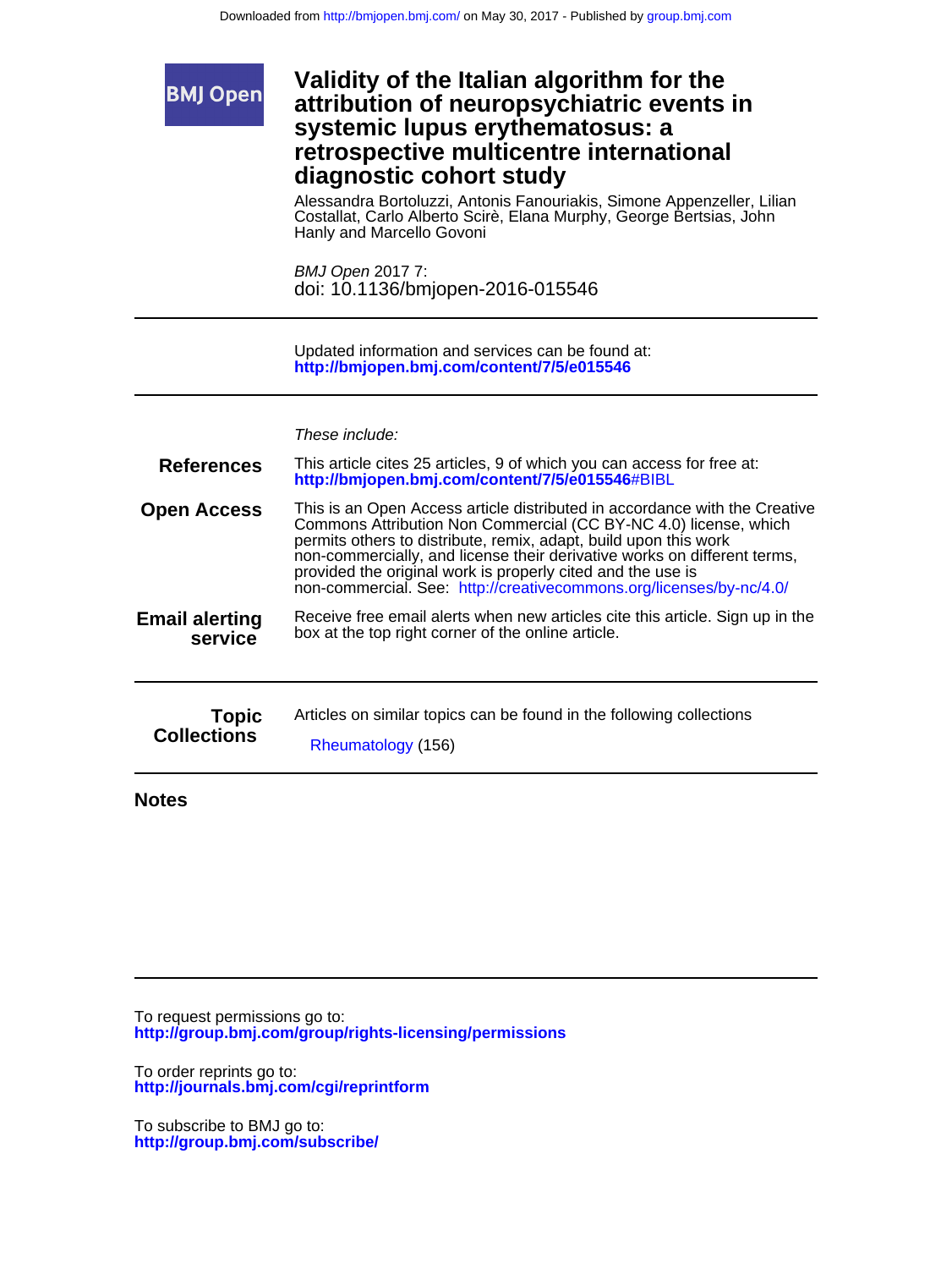Downloaded from http://bmjopen.bmj.com/ on May 30, 2017 - Published by group.bmj.com

BMJ Open

# Validity of the Italian algorithm for the attribution of neuropsychiatric events in systemic lupus erythematosus: a retrospective multicentre international diagnostic cohort study

Alessandra Bortoluzzi, Antonis Fanouriakis, Simone Appenzeller, Lilian Costallat, Carlo Alberto Scirè, Elana Murphy, George Bertsias, John Hanly and Marcello Govoni

*BMJ Open* 2017 7:
doi: 10.1136/bmjopen-2016-015546

Updated information and services can be found at:
**http://bmjopen.bmj.com/content/7/5/e015546**

*These include:*

**References**
This article cites 25 articles, 9 of which you can access for free at:
**http://bmjopen.bmj.com/content/7/5/e015546**#BIBL

**Open Access**
This is an Open Access article distributed in accordance with the Creative Commons Attribution Non Commercial (CC BY-NC 4.0) license, which permits others to distribute, remix, adapt, build upon this work non-commercially, and license their derivative works on different terms, provided the original work is properly cited and the use is non-commercial. See: http://creativecommons.org/licenses/by-nc/4.0/

**Email alerting service**
Receive free email alerts when new articles cite this article. Sign up in the box at the top right corner of the online article.

**Topic Collections**
Articles on similar topics can be found in the following collections

Rheumatology (156)

## Notes

To request permissions go to:
**http://group.bmj.com/group/rights-licensing/permissions**

To order reprints go to:
**http://journals.bmj.com/cgi/reprintform**

To subscribe to BMJ go to:
**http://group.bmj.com/subscribe/**